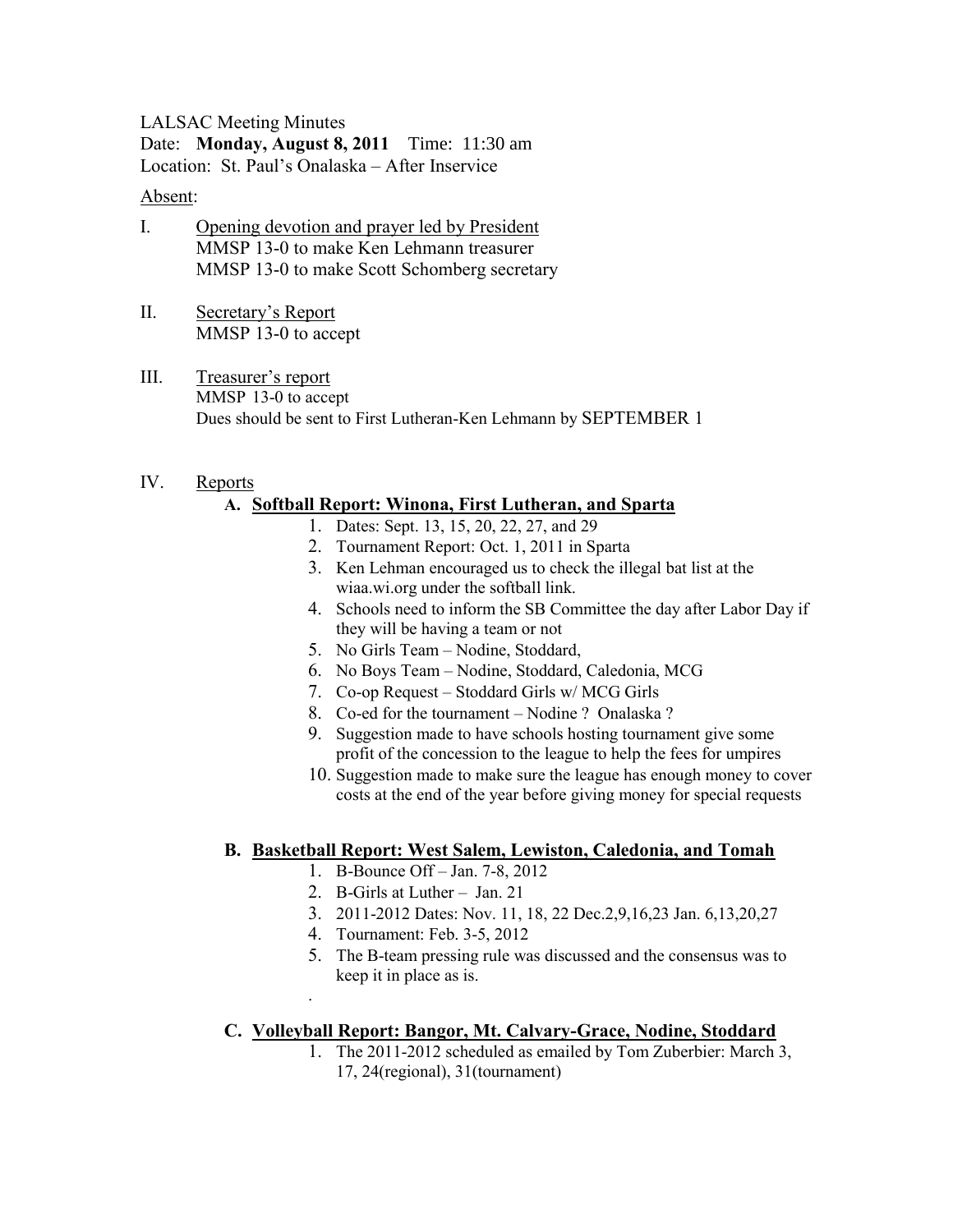LALSAC Meeting Minutes

Date: **Monday, August 8, 2011** Time: 11:30 am

Location: St. Paul's Onalaska – After Inservice

Absent:

I. Opening devotion and prayer led by President
   MMSP 13-0 to make Ken Lehmann treasurer
   MMSP 13-0 to make Scott Schomberg secretary

II. Secretary's Report
   MMSP 13-0 to accept

III. Treasurer's report
   MMSP 13-0 to accept
   Dues should be sent to First Lutheran-Ken Lehmann by SEPTEMBER 1

IV. Reports

**A. Softball Report: Winona, First Lutheran, and Sparta**

1. Dates: Sept. 13, 15, 20, 22, 27, and 29
2. Tournament Report: Oct. 1, 2011 in Sparta
3. Ken Lehman encouraged us to check the illegal bat list at the wiaa.wi.org under the softball link.
4. Schools need to inform the SB Committee the day after Labor Day if they will be having a team or not
5. No Girls Team – Nodine, Stoddard,
6. No Boys Team – Nodine, Stoddard, Caledonia, MCG
7. Co-op Request – Stoddard Girls w/ MCG Girls
8. Co-ed for the tournament – Nodine ? Onalaska ?
9. Suggestion made to have schools hosting tournament give some profit of the concession to the league to help the fees for umpires
10. Suggestion made to make sure the league has enough money to cover costs at the end of the year before giving money for special requests

**B. Basketball Report: West Salem, Lewiston, Caledonia, and Tomah**

1. B-Bounce Off – Jan. 7-8, 2012
2. B-Girls at Luther – Jan. 21
3. 2011-2012 Dates: Nov. 11, 18, 22 Dec.2,9,16,23 Jan. 6,13,20,27
4. Tournament: Feb. 3-5, 2012
5. The B-team pressing rule was discussed and the consensus was to keep it in place as is.

.

**C. Volleyball Report: Bangor, Mt. Calvary-Grace, Nodine, Stoddard**

1. The 2011-2012 scheduled as emailed by Tom Zuberbier: March 3, 17, 24(regional), 31(tournament)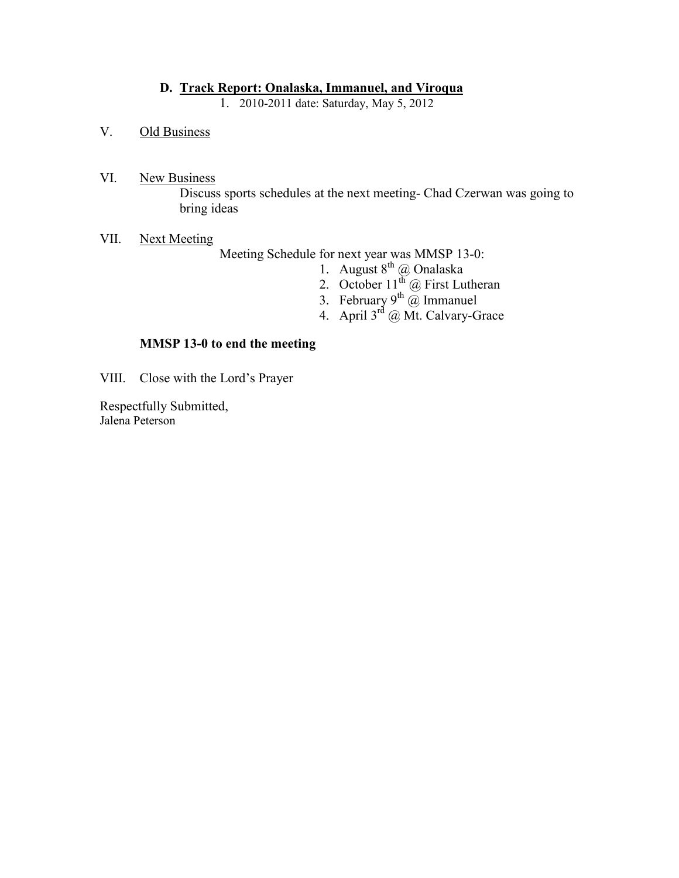**D. Track Report: Onalaska, Immanuel, and Viroqua**

1. 2010-2011 date: Saturday, May 5, 2012

V. Old Business

VI. New Business

Discuss sports schedules at the next meeting- Chad Czerwan was going to bring ideas

VII. Next Meeting

Meeting Schedule for next year was MMSP 13-0:

1. August 8th @ Onalaska
2. October 11th @ First Lutheran
3. February 9th @ Immanuel
4. April 3rd @ Mt. Calvary-Grace

**MMSP 13-0 to end the meeting**

VIII. Close with the Lord's Prayer

Respectfully Submitted,
Jalena Peterson